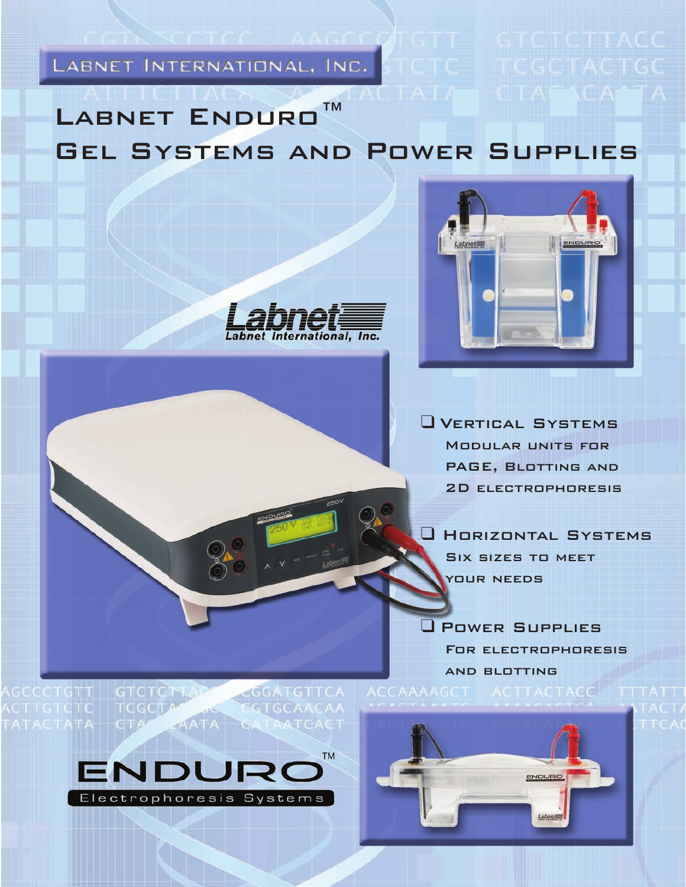LABNET INTERNATIONAL, INC.

# LABNET ENDURO™ GEL SYSTEMS AND POWER SUPPLIES

Labnet International, Inc.

- VERTICAL SYSTEMS
  MODULAR UNITS FOR PAGE, BLOTTING AND 2D ELECTROPHORESIS
- HORIZONTAL SYSTEMS
  SIX SIZES TO MEET YOUR NEEDS
- POWER SUPPLIES
  FOR ELECTROPHORESIS AND BLOTTING

ENDURO™
Electrophoresis Systems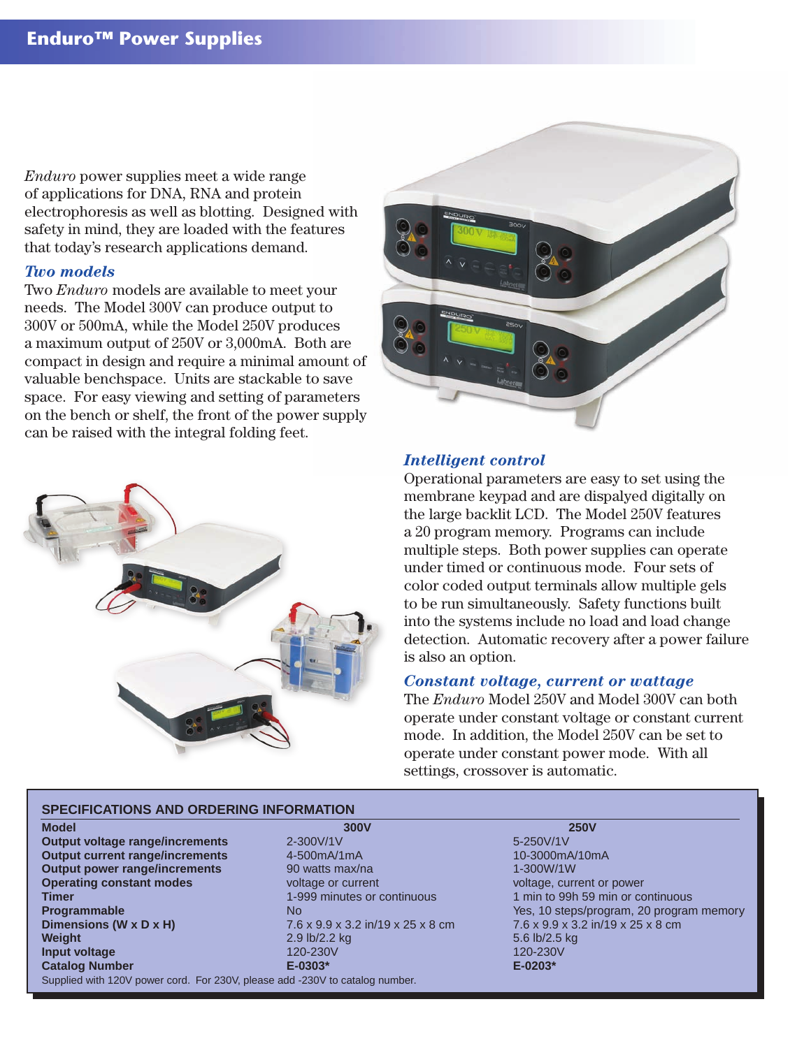# Enduro™ Power Supplies

*Enduro* power supplies meet a wide range of applications for DNA, RNA and protein electrophoresis as well as blotting. Designed with safety in mind, they are loaded with the features that today's research applications demand.

### *Two models*

Two *Enduro* models are available to meet your needs. The Model 300V can produce output to 300V or 500mA, while the Model 250V produces a maximum output of 250V or 3,000mA. Both are compact in design and require a minimal amount of valuable benchspace. Units are stackable to save space. For easy viewing and setting of parameters on the bench or shelf, the front of the power supply can be raised with the integral folding feet.

### *Intelligent control*

Operational parameters are easy to set using the membrane keypad and are dispalyed digitally on the large backlit LCD. The Model 250V features a 20 program memory. Programs can include multiple steps. Both power supplies can operate under timed or continuous mode. Four sets of color coded output terminals allow multiple gels to be run simultaneously. Safety functions built into the systems include no load and load change detection. Automatic recovery after a power failure is also an option.

### *Constant voltage, current or wattage*

The *Enduro* Model 250V and Model 300V can both operate under constant voltage or constant current mode. In addition, the Model 250V can be set to operate under constant power mode. With all settings, crossover is automatic.

## SPECIFICATIONS AND ORDERING INFORMATION

| **Model** | **300V** | **250V** |
|---|---|---|
| **Output voltage range/increments** | 2-300V/1V | 5-250V/1V |
| **Output current range/increments** | 4-500mA/1mA | 10-3000mA/10mA |
| **Output power range/increments** | 90 watts max/na | 1-300W/1W |
| **Operating constant modes** | voltage or current | voltage, current or power |
| **Timer** | 1-999 minutes or continuous | 1 min to 99h 59 min or continuous |
| **Programmable** | No | Yes, 10 steps/program, 20 program memory |
| **Dimensions (W x D x H)** | 7.6 x 9.9 x 3.2 in/19 x 25 x 8 cm | 7.6 x 9.9 x 3.2 in/19 x 25 x 8 cm |
| **Weight** | 2.9 lb/2.2 kg | 5.6 lb/2.5 kg |
| **Input voltage** | 120-230V | 120-230V |
| **Catalog Number** | **E-0303*** | **E-0203*** |

Supplied with 120V power cord. For 230V, please add -230V to catalog number.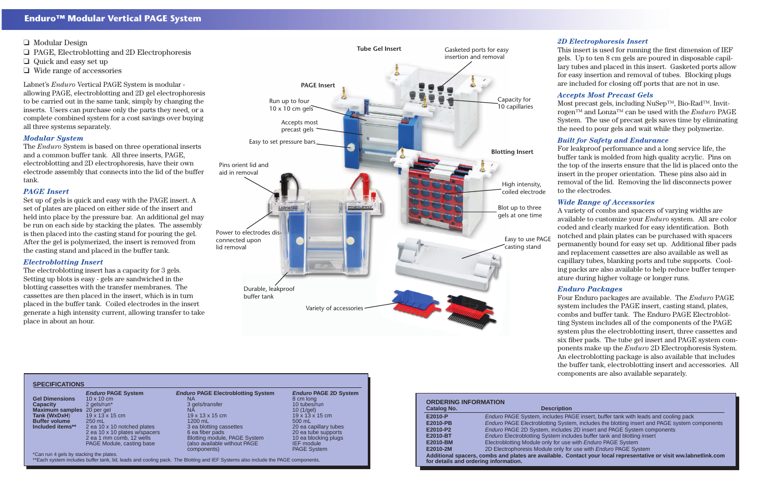# Enduro™ Modular Vertical PAGE System

- ❑ Modular Design
- ❑ PAGE, Electroblotting and 2D Electrophoresis
- ❑ Quick and easy set up
- ❑ Wide range of accessories

Labnet's *Enduro* Vertical PAGE System is modular - allowing PAGE, electroblotting and 2D gel electrophoresis to be carried out in the same tank, simply by changing the inserts. Users can purchase only the parts they need, or a complete combined system for a cost savings over buying all three systems separately.

### *Modular System*

The *Enduro* System is based on three operational inserts and a common buffer tank. All three inserts, PAGE, electroblotting and 2D electrophoresis, have their own electrode assembly that connects into the lid of the buffer tank.

### *PAGE Insert*

Set up of gels is quick and easy with the PAGE insert. A set of plates are placed on either side of the insert and held into place by the pressure bar. An additional gel may be run on each side by stacking the plates. The assembly is then placed into the casting stand for pouring the gel. After the gel is polymerized, the insert is removed from the casting stand and placed in the buffer tank.

### *Electroblotting Insert*

The electroblotting insert has a capacity for 3 gels. Setting up blots is easy - gels are sandwiched in the blotting cassettes with the transfer membranes. The cassettes are then placed in the insert, which is in turn placed in the buffer tank. Coiled electrodes in the insert generate a high intensity current, allowing transfer to take place in about an hour.

Tube Gel Insert

Gasketed ports for easy insertion and removal

Capacity for 10 capillaries

PAGE Insert

Run up to four 10 x 10 cm gels

Accepts most precast gels

Easy to set pressure bars

Blotting Insert

High intensity, coiled electrode

Blot up to three gels at one time

Pins orient lid and aid in removal

Power to electrodes disconnected upon lid removal

Easy to use PAGE casting stand

Durable, leakproof buffer tank

Variety of accessories

### *2D Electrophoresis Insert*

This insert is used for running the first dimension of IEF gels. Up to ten 8 cm gels are poured in disposable capillary tubes and placed in this insert. Gasketed ports allow for easy insertion and removal of tubes. Blocking plugs are included for closing off ports that are not in use.

### *Accepts Most Precast Gels*

Most precast gels, including NuSep™, Bio-Rad™, Invitrogen™ and Lonza™ can be used with the *Enduro* PAGE System. The use of precast gels saves time by eliminating the need to pour gels and wait while they polymerize.

### *Built for Safety and Endurance*

For leakproof performance and a long service life, the buffer tank is molded from high quality acrylic. Pins on the top of the inserts ensure that the lid is placed onto the buffer tank in the proper orientation. These pins also aid in removal of the lid. Removing the lid disconnects power to the electrodes.

### *Wide Range of Accessories*

A variety of combs and spacers of varying widths are available to customize your *Enduro* system. All are color coded and clearly marked for easy identification. Both notched and plain plates can be purchased with spacers permanently bound for easy set up. Additional fiber pads and replacement cassettes are also available as well as capillary tubes, blanking ports and tube supports. Cooling packs are also available to help reduce buffer temperature during higher voltage or longer runs.

### *Enduro Packages*

Four Enduro packages are available. The *Enduro* PAGE system includes the PAGE insert, casting stand, plates, combs and buffer tank. The Enduro PAGE Electroblotting System includes all of the components of the PAGE system plus the electroblotting insert, three cassettes and six fiber pads. The tube gel insert and PAGE system components make up the *Enduro* 2D Electrophoresis System. An electroblotting package is also available that includes the buffer tank, electroblotting insert and accessories. All components are also available separately.

## SPECIFICATIONS

| | *Enduro* PAGE System | *Enduro* PAGE Electroblotting System | *Enduro* PAGE 2D System |
|---|---|---|---|
| **Gel Dimensions** | 10 x 10 cm | NA | 8 cm long |
| **Capacity** | 2 gels/run* | 3 gels/transfer | 10 tubes/run |
| **Maximum samples** | 20 per gel | NA | 10 (1/gel) |
| **Tank (WxDxH)** | 19 x 13 x 15 cm | 19 x 13 x 15 cm | 19 x 13 x 15 cm |
| **Buffer volume** | 250 mL | 1200 mL | 500 mL |
| **Included items**** | 2 ea 10 x 10 notched plates<br>2 ea 10 x 10 plates w/spacers<br>2 ea 1 mm comb, 12 wells<br>PAGE Module, casting base | 3 ea blotting cassettes<br>6 ea fiber pads<br>Blotting module, PAGE System (also available without PAGE components) | 20 ea capillary tubes<br>20 ea tube supports<br>10 ea blocking plugs<br>IEF module<br>PAGE System |

*Can run 4 gels by stacking the plates.
**Each system includes buffer tank, lid, leads and cooling pack. The Blotting and IEF Systems also include the PAGE components.

## ORDERING INFORMATION

| Catalog No. | Description |
|---|---|
| **E2010-P** | *Enduro* PAGE System, includes PAGE insert, buffer tank with leads and cooling pack |
| **E2010-PB** | *Enduro* PAGE Electroblotting System, includes the blotting insert and PAGE system components |
| **E2010-P2** | *Enduro* PAGE 2D System, includes 2D insert and PAGE System components |
| **E2010-BT** | *Enduro* Electroblotting System includes buffer tank and blotting insert |
| **E2010-BM** | Electroblotting Module only for use with *Enduro* PAGE System |
| **E2010-2M** | 2D Electrophoresis Module only for use with *Enduro* PAGE System |

**Additional spacers, combs and plates are available. Contact your local representative or visit www.labnetlink.com for details and ordering information.**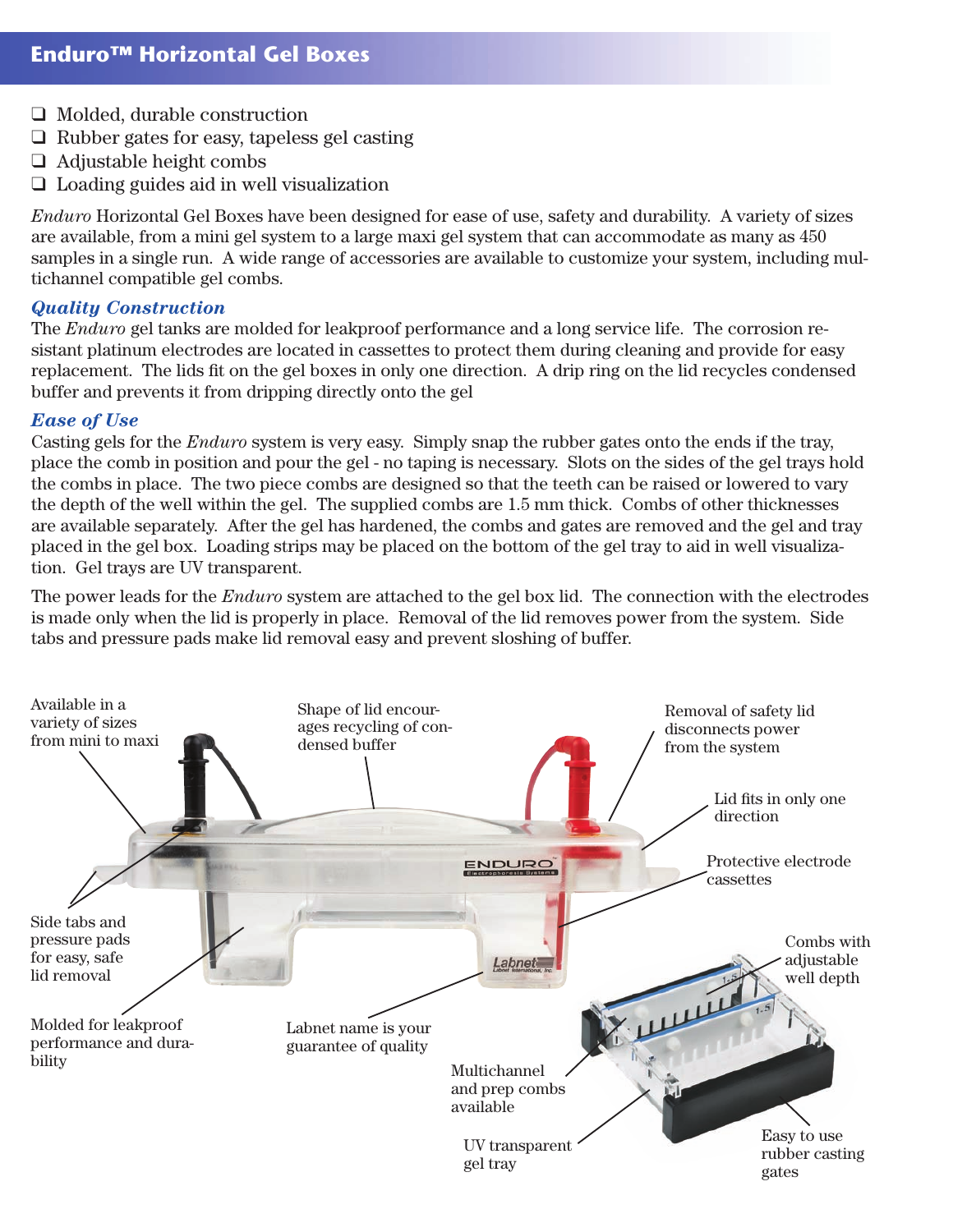## Enduro™ Horizontal Gel Boxes

- ❑ Molded, durable construction
- ❑ Rubber gates for easy, tapeless gel casting
- ❑ Adjustable height combs
- ❑ Loading guides aid in well visualization

*Enduro* Horizontal Gel Boxes have been designed for ease of use, safety and durability. A variety of sizes are available, from a mini gel system to a large maxi gel system that can accommodate as many as 450 samples in a single run. A wide range of accessories are available to customize your system, including multichannel compatible gel combs.

### *Quality Construction*

The *Enduro* gel tanks are molded for leakproof performance and a long service life. The corrosion resistant platinum electrodes are located in cassettes to protect them during cleaning and provide for easy replacement. The lids fit on the gel boxes in only one direction. A drip ring on the lid recycles condensed buffer and prevents it from dripping directly onto the gel

### *Ease of Use*

Casting gels for the *Enduro* system is very easy. Simply snap the rubber gates onto the ends if the tray, place the comb in position and pour the gel - no taping is necessary. Slots on the sides of the gel trays hold the combs in place. The two piece combs are designed so that the teeth can be raised or lowered to vary the depth of the well within the gel. The supplied combs are 1.5 mm thick. Combs of other thicknesses are available separately. After the gel has hardened, the combs and gates are removed and the gel and tray placed in the gel box. Loading strips may be placed on the bottom of the gel tray to aid in well visualization. Gel trays are UV transparent.

The power leads for the *Enduro* system are attached to the gel box lid. The connection with the electrodes is made only when the lid is properly in place. Removal of the lid removes power from the system. Side tabs and pressure pads make lid removal easy and prevent sloshing of buffer.

Available in a variety of sizes from mini to maxi

Shape of lid encourages recycling of condensed buffer

Removal of safety lid disconnects power from the system

Lid fits in only one direction

Protective electrode cassettes

Side tabs and pressure pads for easy, safe lid removal

Combs with adjustable well depth

Molded for leakproof performance and durability

Labnet name is your guarantee of quality

Multichannel and prep combs available

UV transparent gel tray

Easy to use rubber casting gates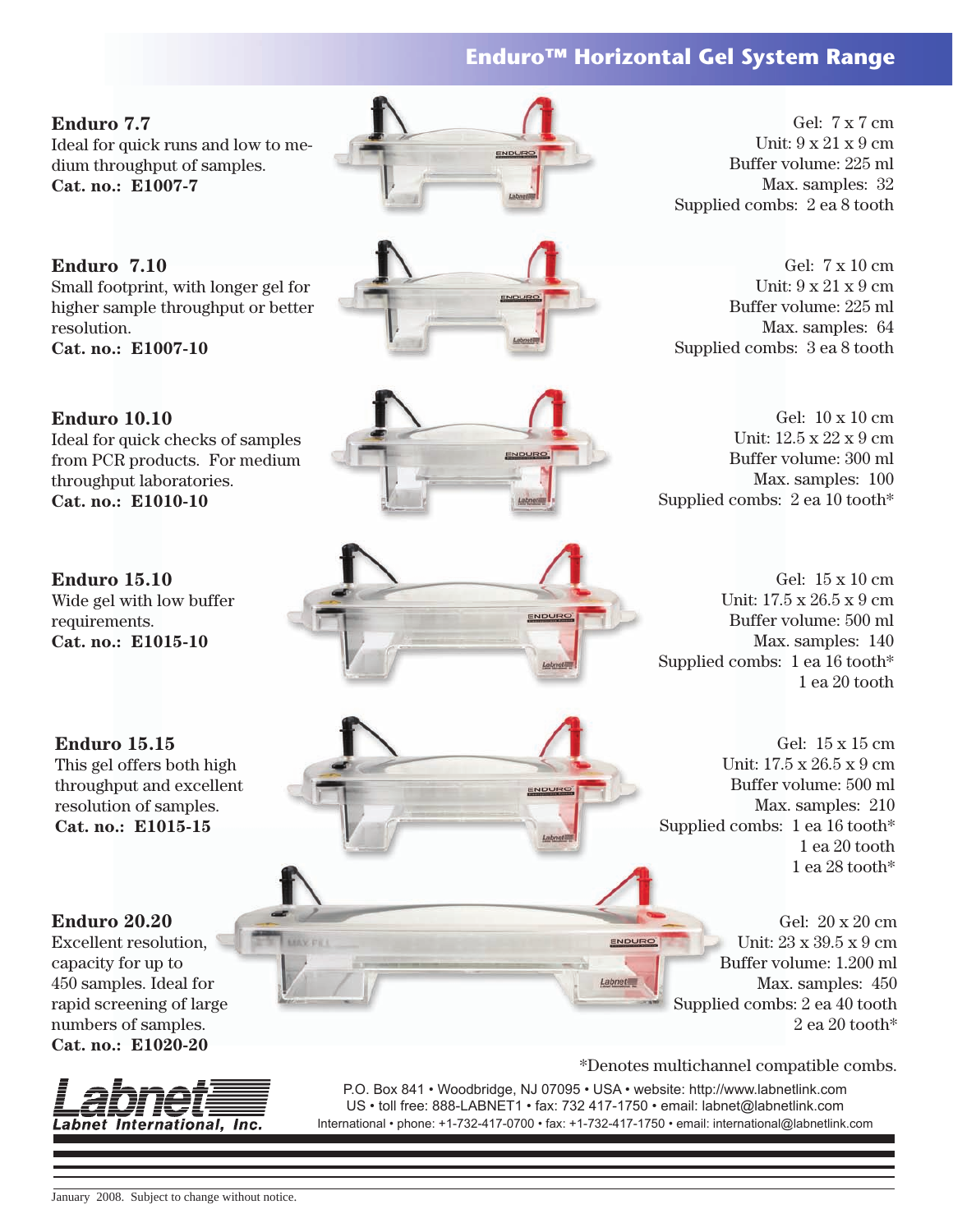# Enduro™ Horizontal Gel System Range

**Enduro 7.7**
Ideal for quick runs and low to medium throughput of samples.
**Cat. no.: E1007-7**

Gel: 7 x 7 cm
Unit: 9 x 21 x 9 cm
Buffer volume: 225 ml
Max. samples: 32
Supplied combs: 2 ea 8 tooth

**Enduro 7.10**
Small footprint, with longer gel for higher sample throughput or better resolution.
**Cat. no.: E1007-10**

Gel: 7 x 10 cm
Unit: 9 x 21 x 9 cm
Buffer volume: 225 ml
Max. samples: 64
Supplied combs: 3 ea 8 tooth

**Enduro 10.10**
Ideal for quick checks of samples from PCR products. For medium throughput laboratories.
**Cat. no.: E1010-10**

Gel: 10 x 10 cm
Unit: 12.5 x 22 x 9 cm
Buffer volume: 300 ml
Max. samples: 100
Supplied combs: 2 ea 10 tooth*

**Enduro 15.10**
Wide gel with low buffer requirements.
**Cat. no.: E1015-10**

Gel: 15 x 10 cm
Unit: 17.5 x 26.5 x 9 cm
Buffer volume: 500 ml
Max. samples: 140
Supplied combs: 1 ea 16 tooth*
1 ea 20 tooth

**Enduro 15.15**
This gel offers both high throughput and excellent resolution of samples.
**Cat. no.: E1015-15**

Gel: 15 x 15 cm
Unit: 17.5 x 26.5 x 9 cm
Buffer volume: 500 ml
Max. samples: 210
Supplied combs: 1 ea 16 tooth*
1 ea 20 tooth
1 ea 28 tooth*

**Enduro 20.20**
Excellent resolution, capacity for up to 450 samples. Ideal for rapid screening of large numbers of samples.
**Cat. no.: E1020-20**

Gel: 20 x 20 cm
Unit: 23 x 39.5 x 9 cm
Buffer volume: 1.200 ml
Max. samples: 450
Supplied combs: 2 ea 40 tooth
2 ea 20 tooth*

*Denotes multichannel compatible combs.

Labnet International, Inc.

P.O. Box 841 • Woodbridge, NJ 07095 • USA • website: http://www.labnetlink.com
US • toll free: 888-LABNET1 • fax: 732 417-1750 • email: labnet@labnetlink.com
International • phone: +1-732-417-0700 • fax: +1-732-417-1750 • email: international@labnetlink.com

January 2008. Subject to change without notice.